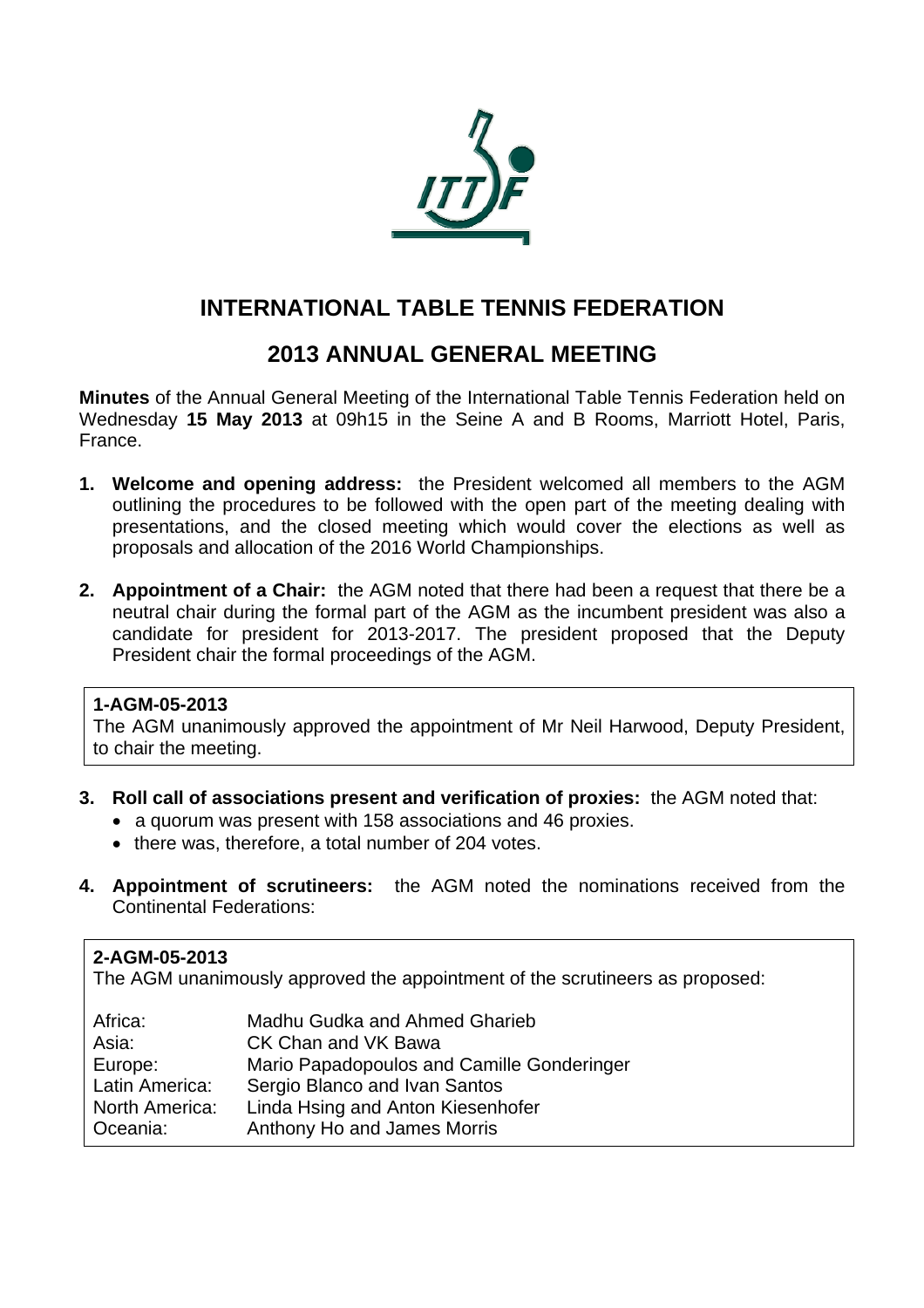# INTERNATIONAL TABLE TENNIS FEDERATION

## 2013 ANNUAL GENERAL MEETING

**Minutes** of the Annual General Meeting of the International Table Tennis Federation held on Wednesday **15 May 2013** at 09h15 in the Seine A and B Rooms, Marriott Hotel, Paris, France.

1. **Welcome and opening address:** the President welcomed all members to the AGM outlining the procedures to be followed with the open part of the meeting dealing with presentations, and the closed meeting which would cover the elections as well as proposals and allocation of the 2016 World Championships.

2. **Appointment of a Chair:** the AGM noted that there had been a request that there be a neutral chair during the formal part of the AGM as the incumbent president was also a candidate for president for 2013-2017. The president proposed that the Deputy President chair the formal proceedings of the AGM.

**1-AGM-05-2013**
The AGM unanimously approved the appointment of Mr Neil Harwood, Deputy President, to chair the meeting.

3. **Roll call of associations present and verification of proxies:** the AGM noted that:
   - a quorum was present with 158 associations and 46 proxies.
   - there was, therefore, a total number of 204 votes.

4. **Appointment of scrutineers:** the AGM noted the nominations received from the Continental Federations:

**2-AGM-05-2013**
The AGM unanimously approved the appointment of the scrutineers as proposed:

| | |
|---|---|
| Africa: | Madhu Gudka and Ahmed Gharieb |
| Asia: | CK Chan and VK Bawa |
| Europe: | Mario Papadopoulos and Camille Gonderinger |
| Latin America: | Sergio Blanco and Ivan Santos |
| North America: | Linda Hsing and Anton Kiesenhofer |
| Oceania: | Anthony Ho and James Morris |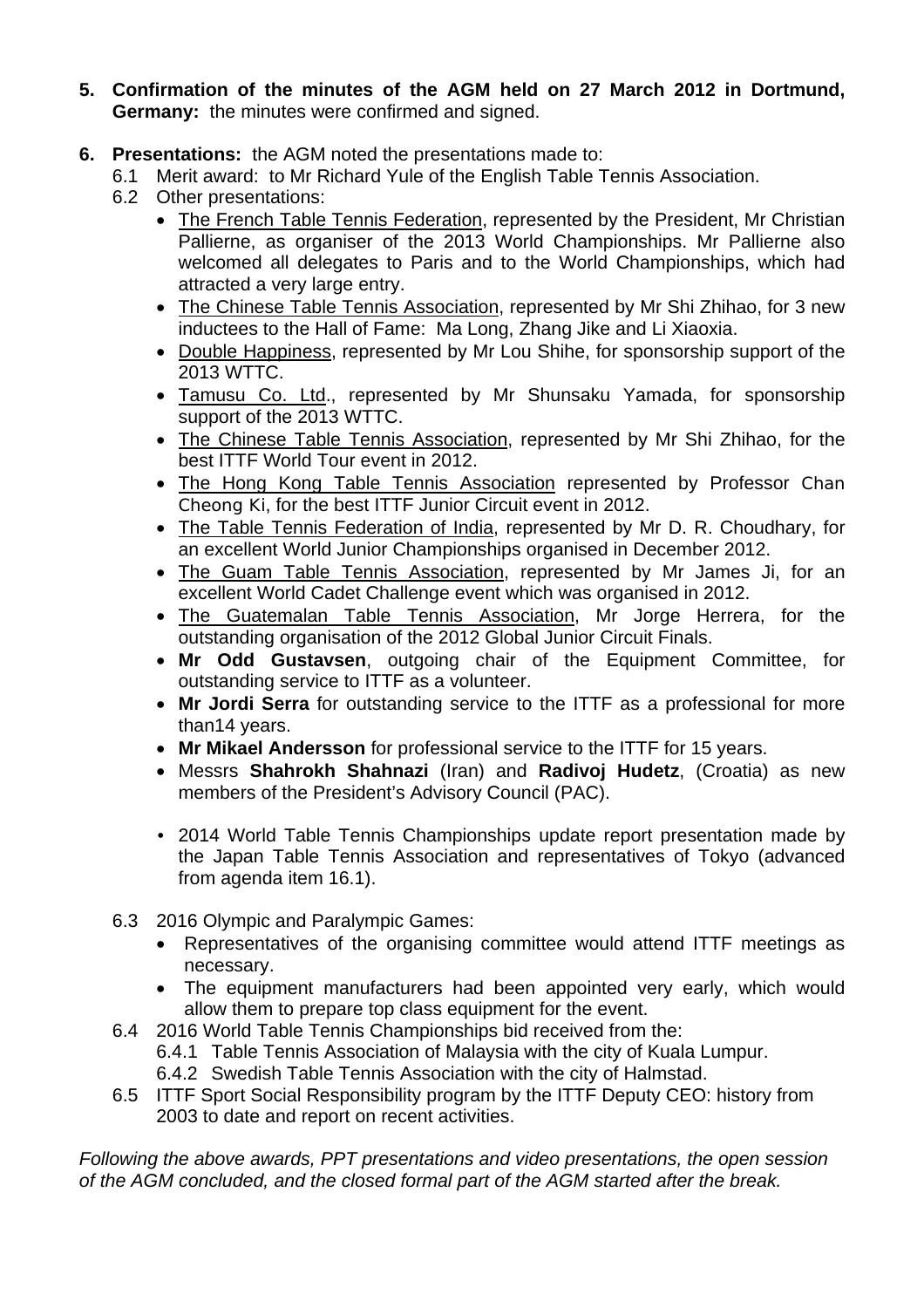5. **Confirmation of the minutes of the AGM held on 27 March 2012 in Dortmund, Germany:** the minutes were confirmed and signed.

6. **Presentations:** the AGM noted the presentations made to:
   - 6.1 Merit award: to Mr Richard Yule of the English Table Tennis Association.
   - 6.2 Other presentations:
     - The French Table Tennis Federation, represented by the President, Mr Christian Pallierne, as organiser of the 2013 World Championships. Mr Pallierne also welcomed all delegates to Paris and to the World Championships, which had attracted a very large entry.
     - The Chinese Table Tennis Association, represented by Mr Shi Zhihao, for 3 new inductees to the Hall of Fame: Ma Long, Zhang Jike and Li Xiaoxia.
     - Double Happiness, represented by Mr Lou Shihe, for sponsorship support of the 2013 WTTC.
     - Tamusu Co. Ltd., represented by Mr Shunsaku Yamada, for sponsorship support of the 2013 WTTC.
     - The Chinese Table Tennis Association, represented by Mr Shi Zhihao, for the best ITTF World Tour event in 2012.
     - The Hong Kong Table Tennis Association represented by Professor Chan Cheong Ki, for the best ITTF Junior Circuit event in 2012.
     - The Table Tennis Federation of India, represented by Mr D. R. Choudhary, for an excellent World Junior Championships organised in December 2012.
     - The Guam Table Tennis Association, represented by Mr James Ji, for an excellent World Cadet Challenge event which was organised in 2012.
     - The Guatemalan Table Tennis Association, Mr Jorge Herrera, for the outstanding organisation of the 2012 Global Junior Circuit Finals.
     - **Mr Odd Gustavsen**, outgoing chair of the Equipment Committee, for outstanding service to ITTF as a volunteer.
     - **Mr Jordi Serra** for outstanding service to the ITTF as a professional for more than14 years.
     - **Mr Mikael Andersson** for professional service to the ITTF for 15 years.
     - Messrs **Shahrokh Shahnazi** (Iran) and **Radivoj Hudetz**, (Croatia) as new members of the President's Advisory Council (PAC).

     - 2014 World Table Tennis Championships update report presentation made by the Japan Table Tennis Association and representatives of Tokyo (advanced from agenda item 16.1).
   - 6.3 2016 Olympic and Paralympic Games:
     - Representatives of the organising committee would attend ITTF meetings as necessary.
     - The equipment manufacturers had been appointed very early, which would allow them to prepare top class equipment for the event.
   - 6.4 2016 World Table Tennis Championships bid received from the:
     - 6.4.1 Table Tennis Association of Malaysia with the city of Kuala Lumpur.
     - 6.4.2 Swedish Table Tennis Association with the city of Halmstad.
   - 6.5 ITTF Sport Social Responsibility program by the ITTF Deputy CEO: history from 2003 to date and report on recent activities.

*Following the above awards, PPT presentations and video presentations, the open session of the AGM concluded, and the closed formal part of the AGM started after the break.*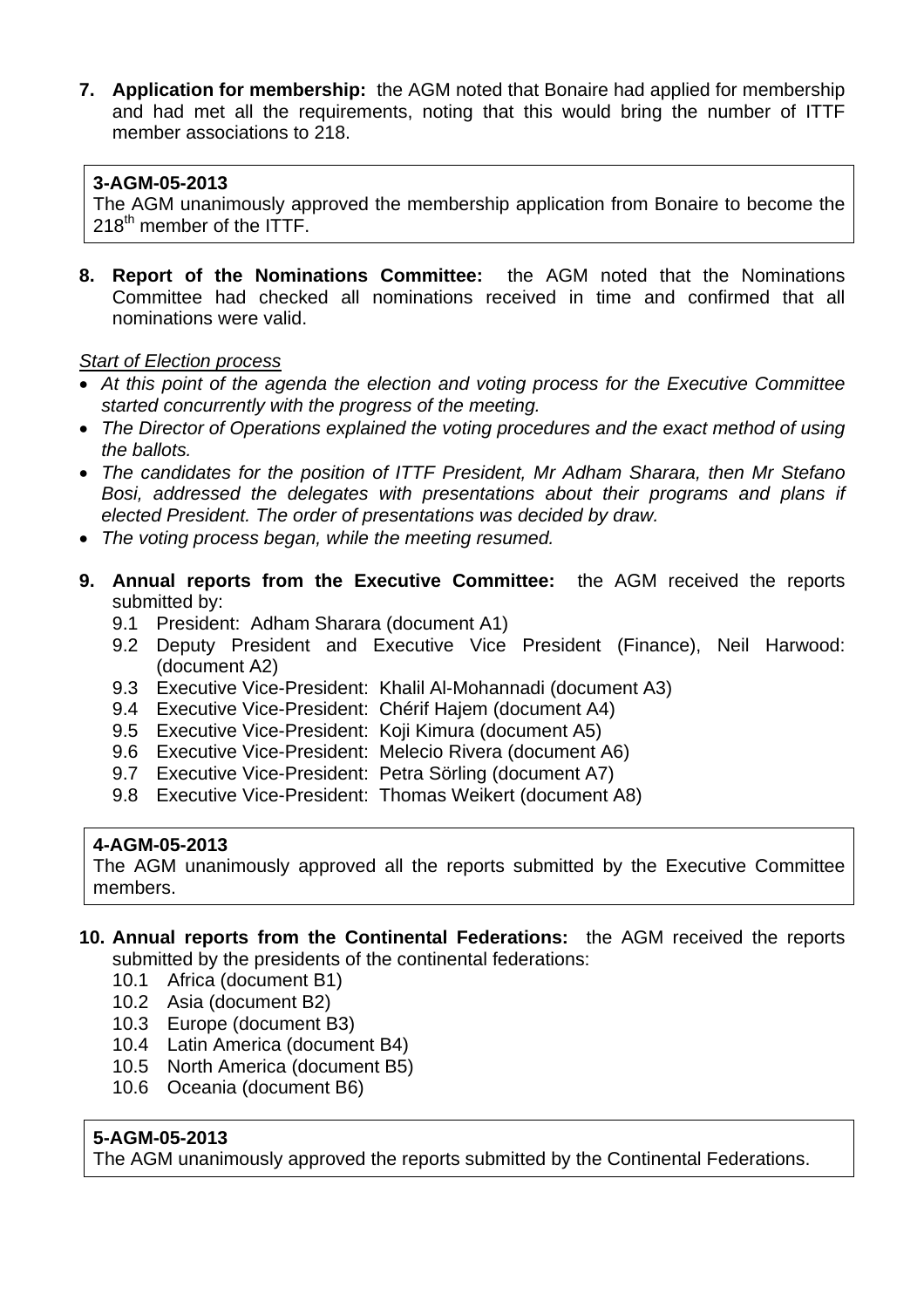7. **Application for membership:** the AGM noted that Bonaire had applied for membership and had met all the requirements, noting that this would bring the number of ITTF member associations to 218.

> **3-AGM-05-2013**
> The AGM unanimously approved the membership application from Bonaire to become the 218th member of the ITTF.

8. **Report of the Nominations Committee:** the AGM noted that the Nominations Committee had checked all nominations received in time and confirmed that all nominations were valid.

*Start of Election process*

- *At this point of the agenda the election and voting process for the Executive Committee started concurrently with the progress of the meeting.*
- *The Director of Operations explained the voting procedures and the exact method of using the ballots.*
- *The candidates for the position of ITTF President, Mr Adham Sharara, then Mr Stefano Bosi, addressed the delegates with presentations about their programs and plans if elected President. The order of presentations was decided by draw.*
- *The voting process began, while the meeting resumed.*

9. **Annual reports from the Executive Committee:** the AGM received the reports submitted by:
   - 9.1 President: Adham Sharara (document A1)
   - 9.2 Deputy President and Executive Vice President (Finance), Neil Harwood: (document A2)
   - 9.3 Executive Vice-President: Khalil Al-Mohannadi (document A3)
   - 9.4 Executive Vice-President: Chérif Hajem (document A4)
   - 9.5 Executive Vice-President: Koji Kimura (document A5)
   - 9.6 Executive Vice-President: Melecio Rivera (document A6)
   - 9.7 Executive Vice-President: Petra Sörling (document A7)
   - 9.8 Executive Vice-President: Thomas Weikert (document A8)

> **4-AGM-05-2013**
> The AGM unanimously approved all the reports submitted by the Executive Committee members.

10. **Annual reports from the Continental Federations:** the AGM received the reports submitted by the presidents of the continental federations:
    - 10.1 Africa (document B1)
    - 10.2 Asia (document B2)
    - 10.3 Europe (document B3)
    - 10.4 Latin America (document B4)
    - 10.5 North America (document B5)
    - 10.6 Oceania (document B6)

> **5-AGM-05-2013**
> The AGM unanimously approved the reports submitted by the Continental Federations.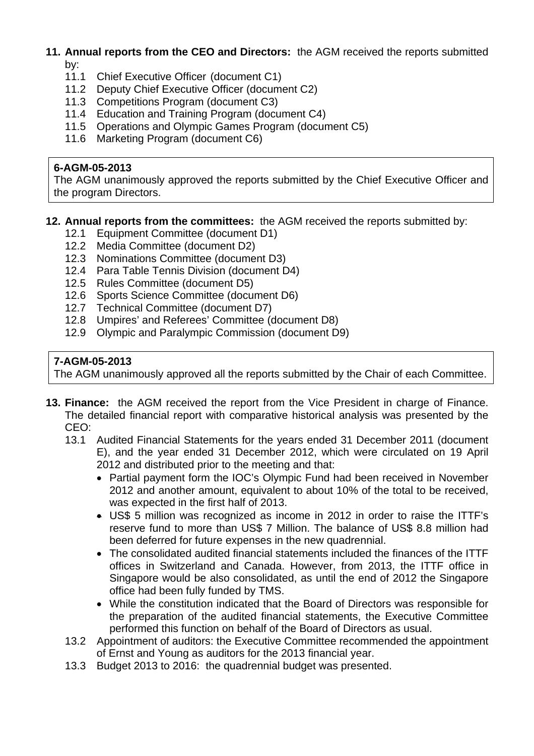**11. Annual reports from the CEO and Directors:** the AGM received the reports submitted by:

- 11.1 Chief Executive Officer (document C1)
- 11.2 Deputy Chief Executive Officer (document C2)
- 11.3 Competitions Program (document C3)
- 11.4 Education and Training Program (document C4)
- 11.5 Operations and Olympic Games Program (document C5)
- 11.6 Marketing Program (document C6)

> **6-AGM-05-2013**
> The AGM unanimously approved the reports submitted by the Chief Executive Officer and the program Directors.

**12. Annual reports from the committees:** the AGM received the reports submitted by:

- 12.1 Equipment Committee (document D1)
- 12.2 Media Committee (document D2)
- 12.3 Nominations Committee (document D3)
- 12.4 Para Table Tennis Division (document D4)
- 12.5 Rules Committee (document D5)
- 12.6 Sports Science Committee (document D6)
- 12.7 Technical Committee (document D7)
- 12.8 Umpires' and Referees' Committee (document D8)
- 12.9 Olympic and Paralympic Commission (document D9)

> **7-AGM-05-2013**
> The AGM unanimously approved all the reports submitted by the Chair of each Committee.

**13. Finance:** the AGM received the report from the Vice President in charge of Finance. The detailed financial report with comparative historical analysis was presented by the CEO:

- 13.1 Audited Financial Statements for the years ended 31 December 2011 (document E), and the year ended 31 December 2012, which were circulated on 19 April 2012 and distributed prior to the meeting and that:
  - Partial payment form the IOC's Olympic Fund had been received in November 2012 and another amount, equivalent to about 10% of the total to be received, was expected in the first half of 2013.
  - US$ 5 million was recognized as income in 2012 in order to raise the ITTF's reserve fund to more than US$ 7 Million. The balance of US$ 8.8 million had been deferred for future expenses in the new quadrennial.
  - The consolidated audited financial statements included the finances of the ITTF offices in Switzerland and Canada. However, from 2013, the ITTF office in Singapore would be also consolidated, as until the end of 2012 the Singapore office had been fully funded by TMS.
  - While the constitution indicated that the Board of Directors was responsible for the preparation of the audited financial statements, the Executive Committee performed this function on behalf of the Board of Directors as usual.
- 13.2 Appointment of auditors: the Executive Committee recommended the appointment of Ernst and Young as auditors for the 2013 financial year.
- 13.3 Budget 2013 to 2016: the quadrennial budget was presented.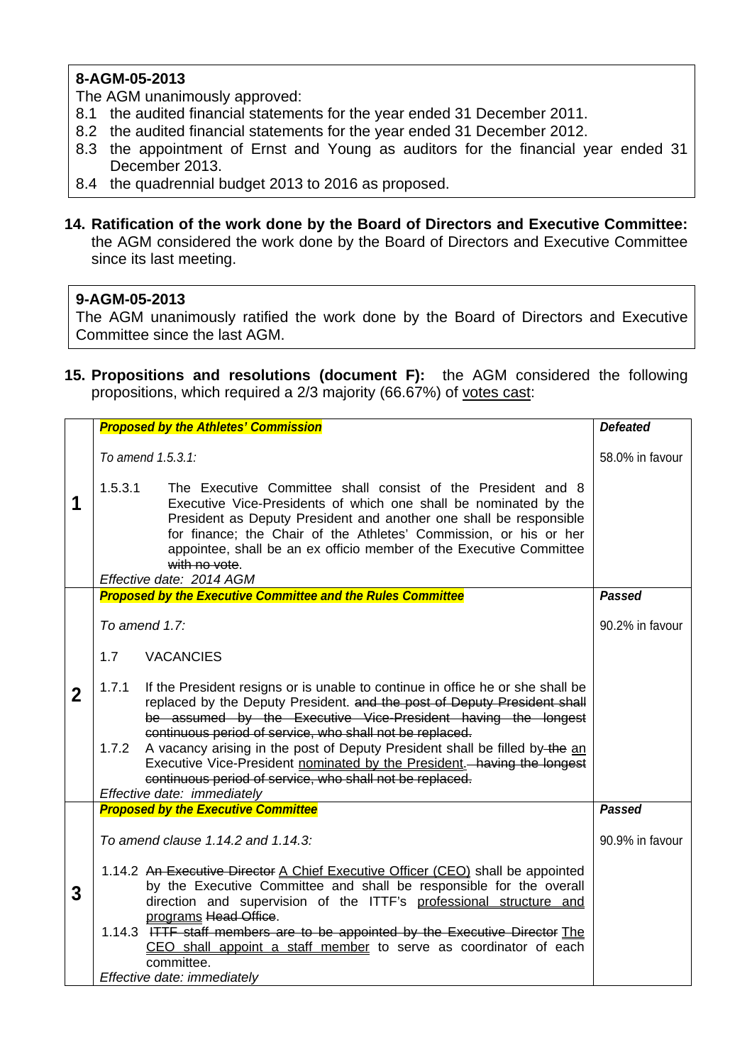**8-AGM-05-2013**

The AGM unanimously approved:

8.1 the audited financial statements for the year ended 31 December 2011.

8.2 the audited financial statements for the year ended 31 December 2012.

8.3 the appointment of Ernst and Young as auditors for the financial year ended 31 December 2013.

8.4 the quadrennial budget 2013 to 2016 as proposed.

**14. Ratification of the work done by the Board of Directors and Executive Committee:** the AGM considered the work done by the Board of Directors and Executive Committee since its last meeting.

**9-AGM-05-2013**

The AGM unanimously ratified the work done by the Board of Directors and Executive Committee since the last AGM.

**15. Propositions and resolutions (document F):** the AGM considered the following propositions, which required a 2/3 majority (66.67%) of <u>votes cast</u>:

| | Proposition | Result |
|---|---|---|
| **1** | ***Proposed by the Athletes' Commission***<br><br>*To amend 1.5.3.1:*<br><br>1.5.3.1 The Executive Committee shall consist of the President and 8 Executive Vice-Presidents of which one shall be nominated by the President as Deputy President and another one shall be responsible for finance; the Chair of the Athletes' Commission, or his or her appointee, shall be an ex officio member of the Executive Committee ~~with no vote~~.<br>*Effective date: 2014 AGM* | ***Defeated***<br><br>58.0% in favour |
| **2** | ***Proposed by the Executive Committee and the Rules Committee***<br><br>*To amend 1.7:*<br><br>1.7 VACANCIES<br><br>1.7.1 If the President resigns or is unable to continue in office he or she shall be replaced by the Deputy President. ~~and the post of Deputy President shall be assumed by the Executive Vice-President having the longest continuous period of service, who shall not be replaced.~~<br>1.7.2 A vacancy arising in the post of Deputy President shall be filled by ~~the~~ <u>an</u> Executive Vice-President <u>nominated by the President</u>. ~~having the longest continuous period of service, who shall not be replaced.~~<br>*Effective date: immediately* | ***Passed***<br><br>90.2% in favour |
| **3** | ***Proposed by the Executive Committee***<br><br>*To amend clause 1.14.2 and 1.14.3:*<br><br>1.14.2 ~~An Executive Director~~ <u>A Chief Executive Officer (CEO)</u> shall be appointed by the Executive Committee and shall be responsible for the overall direction and supervision of the ITTF's <u>professional structure and programs</u> ~~Head Office~~.<br>1.14.3 ~~ITTF staff members are to be appointed by the Executive Director~~ <u>The CEO shall appoint a staff member</u> to serve as coordinator of each committee.<br>*Effective date: immediately* | ***Passed***<br><br>90.9% in favour |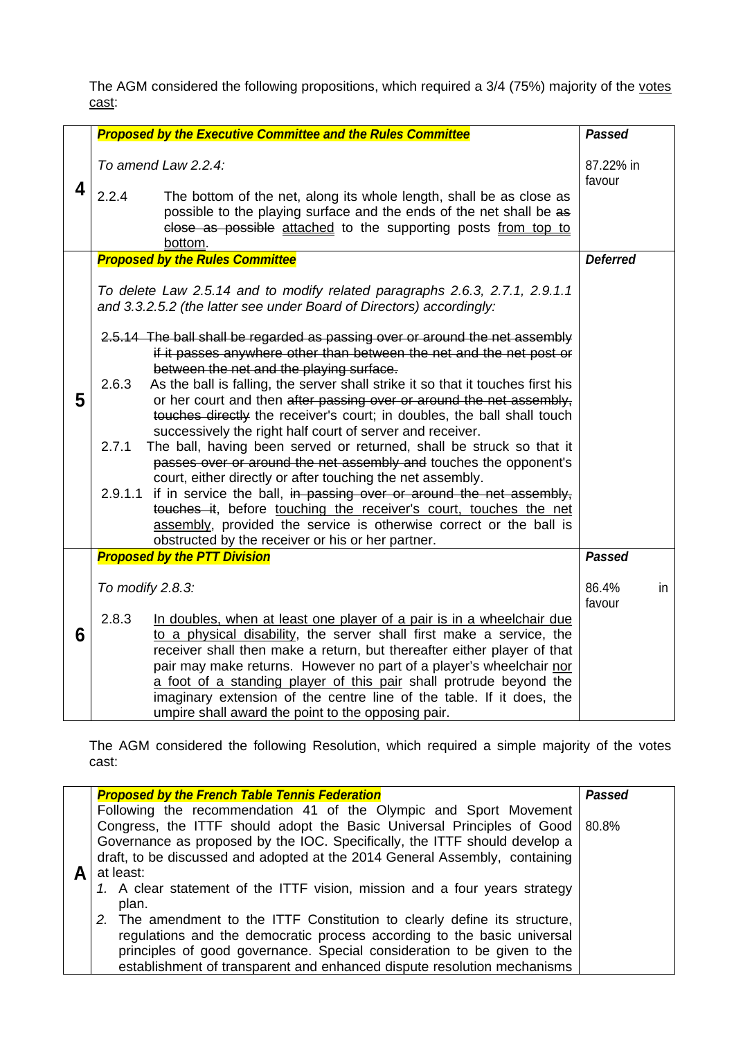The AGM considered the following propositions, which required a 3/4 (75%) majority of the <u>votes cast</u>:

| | | |
|---|---|---|
| **4** | ***Proposed by the Executive Committee and the Rules Committee***<br><br>*To amend Law 2.2.4:*<br><br>2.2.4 The bottom of the net, along its whole length, shall be as close as possible to the playing surface and the ends of the net shall be ~~as close as possible~~ <u>attached</u> to the supporting posts <u>from top to bottom</u>. | ***Passed***<br><br>87.22% in favour |
| **5** | ***Proposed by the Rules Committee***<br><br>*To delete Law 2.5.14 and to modify related paragraphs 2.6.3, 2.7.1, 2.9.1.1 and 3.3.2.5.2 (the latter see under Board of Directors) accordingly:*<br><br>~~2.5.14 The ball shall be regarded as passing over or around the net assembly if it passes anywhere other than between the net and the net post or between the net and the playing surface.~~<br>2.6.3 As the ball is falling, the server shall strike it so that it touches first his or her court and then ~~after passing over or around the net assembly, touches directly~~ the receiver's court; in doubles, the ball shall touch successively the right half court of server and receiver.<br>2.7.1 The ball, having been served or returned, shall be struck so that it ~~passes over or around the net assembly and~~ touches the opponent's court, either directly or after touching the net assembly.<br>2.9.1.1 if in service the ball, ~~in passing over or around the net assembly, touches it~~, before <u>touching the receiver's court, touches the net assembly</u>, provided the service is otherwise correct or the ball is obstructed by the receiver or his or her partner. | ***Deferred*** |
| **6** | ***Proposed by the PTT Division***<br><br>*To modify 2.8.3:*<br><br>2.8.3 <u>In doubles, when at least one player of a pair is in a wheelchair due to a physical disability</u>, the server shall first make a service, the receiver shall then make a return, but thereafter either player of that pair may make returns. However no part of a player's wheelchair <u>nor a foot of a standing player of this pair</u> shall protrude beyond the imaginary extension of the centre line of the table. If it does, the umpire shall award the point to the opposing pair. | ***Passed***<br><br>86.4% in favour |

The AGM considered the following Resolution, which required a simple majority of the votes cast:

| | | |
|---|---|---|
| **A** | ***Proposed by the French Table Tennis Federation***<br>Following the recommendation 41 of the Olympic and Sport Movement Congress, the ITTF should adopt the Basic Universal Principles of Good Governance as proposed by the IOC. Specifically, the ITTF should develop a draft, to be discussed and adopted at the 2014 General Assembly, containing at least:<br>*1.* A clear statement of the ITTF vision, mission and a four years strategy plan.<br>*2.* The amendment to the ITTF Constitution to clearly define its structure, regulations and the democratic process according to the basic universal principles of good governance. Special consideration to be given to the establishment of transparent and enhanced dispute resolution mechanisms | ***Passed***<br><br>80.8% |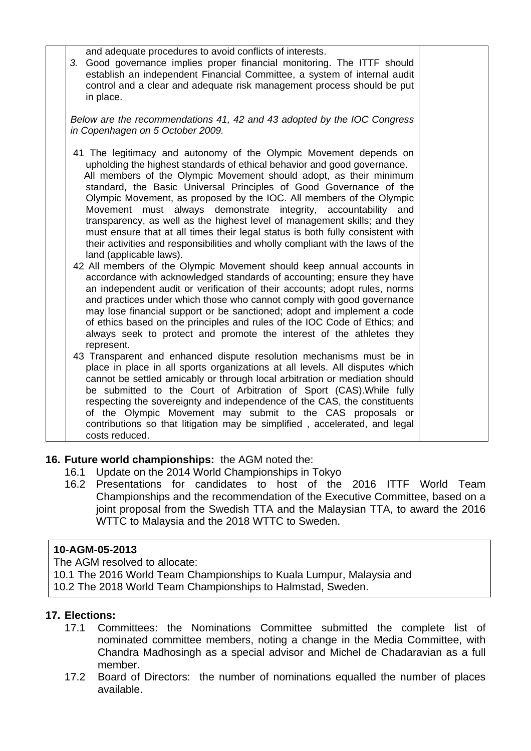| | and adequate procedures to avoid conflicts of interests.<br>3. Good governance implies proper financial monitoring. The ITTF should establish an independent Financial Committee, a system of internal audit control and a clear and adequate risk management process should be put in place.<br><br>*Below are the recommendations 41, 42 and 43 adopted by the IOC Congress in Copenhagen on 5 October 2009.*<br><br>41 The legitimacy and autonomy of the Olympic Movement depends on upholding the highest standards of ethical behavior and good governance. All members of the Olympic Movement should adopt, as their minimum standard, the Basic Universal Principles of Good Governance of the Olympic Movement, as proposed by the IOC. All members of the Olympic Movement must always demonstrate integrity, accountability and transparency, as well as the highest level of management skills; and they must ensure that at all times their legal status is both fully consistent with their activities and responsibilities and wholly compliant with the laws of the land (applicable laws).<br>42 All members of the Olympic Movement should keep annual accounts in accordance with acknowledged standards of accounting; ensure they have an independent audit or verification of their accounts; adopt rules, norms and practices under which those who cannot comply with good governance may lose financial support or be sanctioned; adopt and implement a code of ethics based on the principles and rules of the IOC Code of Ethics; and always seek to protect and promote the interest of the athletes they represent.<br>43 Transparent and enhanced dispute resolution mechanisms must be in place in place in all sports organizations at all levels. All disputes which cannot be settled amicably or through local arbitration or mediation should be submitted to the Court of Arbitration of Sport (CAS).While fully respecting the sovereignty and independence of the CAS, the constituents of the Olympic Movement may submit to the CAS proposals or contributions so that litigation may be simplified , accelerated, and legal costs reduced. | |
|---|---|---|

**16. Future world championships:** the AGM noted the:

16.1 Update on the 2014 World Championships in Tokyo

16.2 Presentations for candidates to host of the 2016 ITTF World Team Championships and the recommendation of the Executive Committee, based on a joint proposal from the Swedish TTA and the Malaysian TTA, to award the 2016 WTTC to Malaysia and the 2018 WTTC to Sweden.

**10-AGM-05-2013**

The AGM resolved to allocate:

10.1 The 2016 World Team Championships to Kuala Lumpur, Malaysia and

10.2 The 2018 World Team Championships to Halmstad, Sweden.

**17. Elections:**

17.1 Committees: the Nominations Committee submitted the complete list of nominated committee members, noting a change in the Media Committee, with Chandra Madhosingh as a special advisor and Michel de Chadaravian as a full member.

17.2 Board of Directors: the number of nominations equalled the number of places available.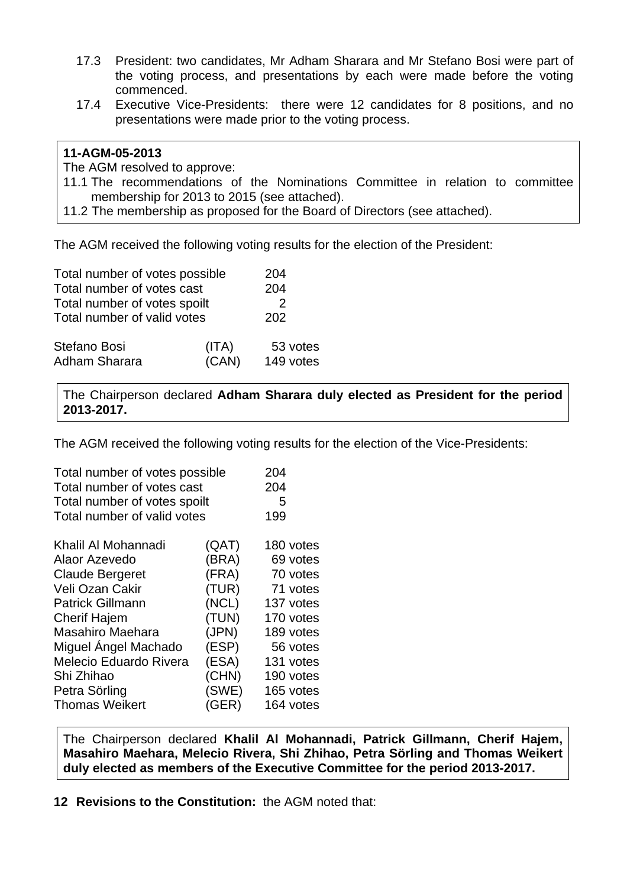17.3 President: two candidates, Mr Adham Sharara and Mr Stefano Bosi were part of the voting process, and presentations by each were made before the voting commenced.

17.4 Executive Vice-Presidents: there were 12 candidates for 8 positions, and no presentations were made prior to the voting process.

> **11-AGM-05-2013**
> The AGM resolved to approve:
> 11.1 The recommendations of the Nominations Committee in relation to committee membership for 2013 to 2015 (see attached).
> 11.2 The membership as proposed for the Board of Directors (see attached).

The AGM received the following voting results for the election of the President:

| | |
|---|---|
| Total number of votes possible | 204 |
| Total number of votes cast | 204 |
| Total number of votes spoilt | 2 |
| Total number of valid votes | 202 |

| | | |
|---|---|---|
| Stefano Bosi | (ITA) | 53 votes |
| Adham Sharara | (CAN) | 149 votes |

> The Chairperson declared **Adham Sharara duly elected as President for the period 2013-2017.**

The AGM received the following voting results for the election of the Vice-Presidents:

| | |
|---|---|
| Total number of votes possible | 204 |
| Total number of votes cast | 204 |
| Total number of votes spoilt | 5 |
| Total number of valid votes | 199 |

| | | |
|---|---|---|
| Khalil Al Mohannadi | (QAT) | 180 votes |
| Alaor Azevedo | (BRA) | 69 votes |
| Claude Bergeret | (FRA) | 70 votes |
| Veli Ozan Cakir | (TUR) | 71 votes |
| Patrick Gillmann | (NCL) | 137 votes |
| Cherif Hajem | (TUN) | 170 votes |
| Masahiro Maehara | (JPN) | 189 votes |
| Miguel Ángel Machado | (ESP) | 56 votes |
| Melecio Eduardo Rivera | (ESA) | 131 votes |
| Shi Zhihao | (CHN) | 190 votes |
| Petra Sörling | (SWE) | 165 votes |
| Thomas Weikert | (GER) | 164 votes |

> The Chairperson declared **Khalil Al Mohannadi, Patrick Gillmann, Cherif Hajem, Masahiro Maehara, Melecio Rivera, Shi Zhihao, Petra Sörling and Thomas Weikert duly elected as members of the Executive Committee for the period 2013-2017.**

**12 Revisions to the Constitution:** the AGM noted that: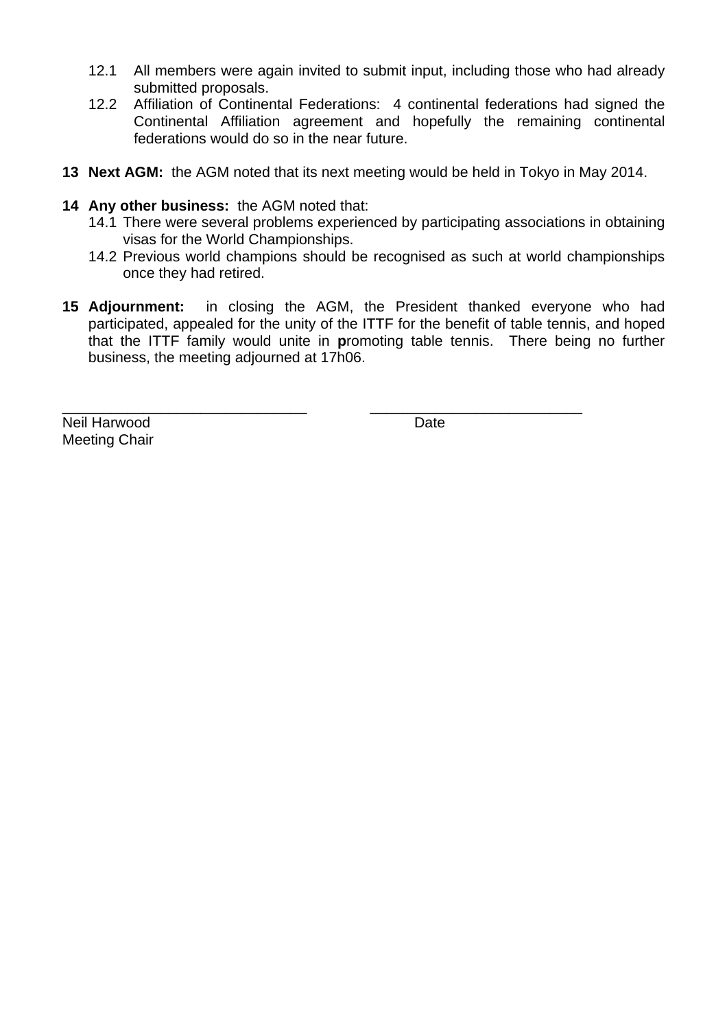12.1 All members were again invited to submit input, including those who had already submitted proposals.

12.2 Affiliation of Continental Federations: 4 continental federations had signed the Continental Affiliation agreement and hopefully the remaining continental federations would do so in the near future.

**13 Next AGM:** the AGM noted that its next meeting would be held in Tokyo in May 2014.

**14 Any other business:** the AGM noted that:

14.1 There were several problems experienced by participating associations in obtaining visas for the World Championships.

14.2 Previous world champions should be recognised as such at world championships once they had retired.

**15 Adjournment:** in closing the AGM, the President thanked everyone who had participated, appealed for the unity of the ITTF for the benefit of table tennis, and hoped that the ITTF family would unite in **p**romoting table tennis. There being no further business, the meeting adjourned at 17h06.

______________________________ ______________________________

Neil Harwood Date

Meeting Chair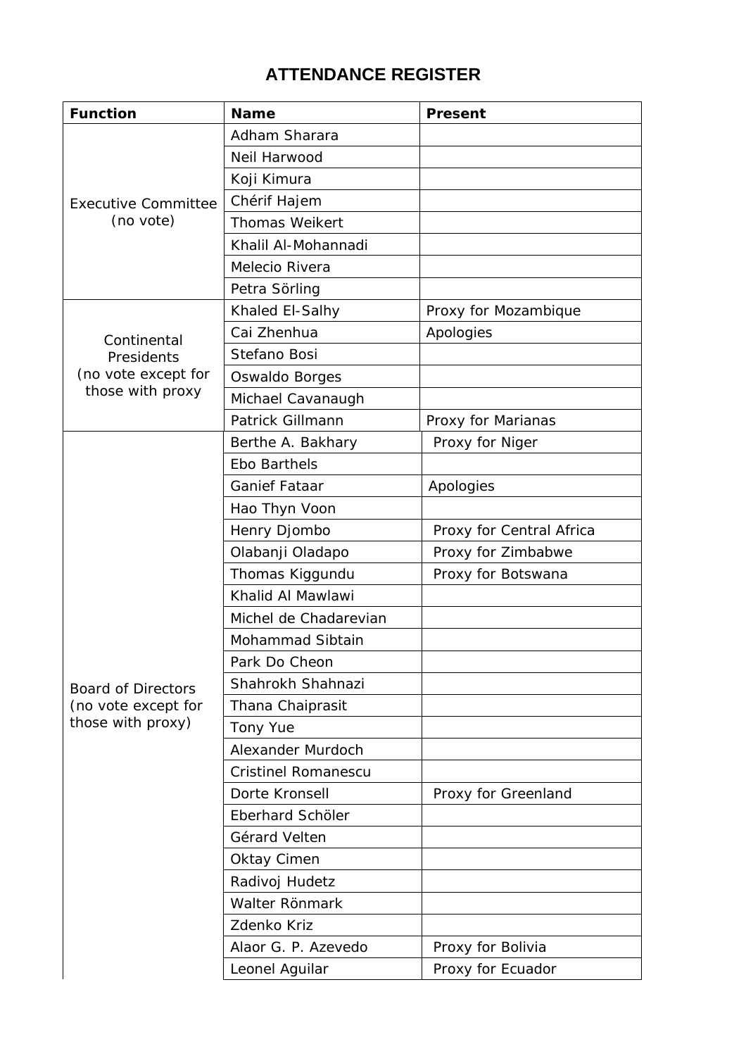# ATTENDANCE REGISTER

| Function | Name | Present |
|---|---|---|
| Executive Committee (no vote) | Adham Sharara | |
| | Neil Harwood | |
| | Koji Kimura | |
| | Chérif Hajem | |
| | Thomas Weikert | |
| | Khalil Al-Mohannadi | |
| | Melecio Rivera | |
| | Petra Sörling | |
| Continental Presidents (no vote except for those with proxy | Khaled El-Salhy | Proxy for Mozambique |
| | Cai Zhenhua | Apologies |
| | Stefano Bosi | |
| | Oswaldo Borges | |
| | Michael Cavanaugh | |
| | Patrick Gillmann | Proxy for Marianas |
| Board of Directors (no vote except for those with proxy) | Berthe A. Bakhary | Proxy for Niger |
| | Ebo Barthels | |
| | Ganief Fataar | Apologies |
| | Hao Thyn Voon | |
| | Henry Djombo | Proxy for Central Africa |
| | Olabanji Oladapo | Proxy for Zimbabwe |
| | Thomas Kiggundu | Proxy for Botswana |
| | Khalid Al Mawlawi | |
| | Michel de Chadarevian | |
| | Mohammad Sibtain | |
| | Park Do Cheon | |
| | Shahrokh Shahnazi | |
| | Thana Chaiprasit | |
| | Tony Yue | |
| | Alexander Murdoch | |
| | Cristinel Romanescu | |
| | Dorte Kronsell | Proxy for Greenland |
| | Eberhard Schöler | |
| | Gérard Velten | |
| | Oktay Cimen | |
| | Radivoj Hudetz | |
| | Walter Rönmark | |
| | Zdenko Kriz | |
| | Alaor G. P. Azevedo | Proxy for Bolivia |
| | Leonel Aguilar | Proxy for Ecuador |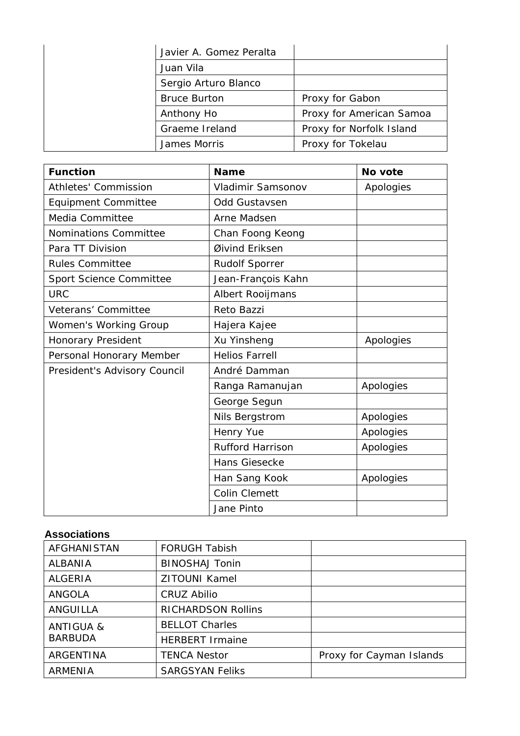| | | |
|---|---|---|
| | Javier A. Gomez Peralta | |
| | Juan Vila | |
| | Sergio Arturo Blanco | |
| | Bruce Burton | Proxy for Gabon |
| | Anthony Ho | Proxy for American Samoa |
| | Graeme Ireland | Proxy for Norfolk Island |
| | James Morris | Proxy for Tokelau |

| **Function** | **Name** | **No vote** |
|---|---|---|
| Athletes' Commission | Vladimir Samsonov | Apologies |
| Equipment Committee | Odd Gustavsen | |
| Media Committee | Arne Madsen | |
| Nominations Committee | Chan Foong Keong | |
| Para TT Division | Øivind Eriksen | |
| Rules Committee | Rudolf Sporrer | |
| Sport Science Committee | Jean-François Kahn | |
| URC | Albert Rooijmans | |
| Veterans' Committee | Reto Bazzi | |
| Women's Working Group | Hajera Kajee | |
| Honorary President | Xu Yinsheng | Apologies |
| Personal Honorary Member | Helios Farrell | |
| President's Advisory Council | André Damman | |
| | Ranga Ramanujan | Apologies |
| | George Segun | |
| | Nils Bergstrom | Apologies |
| | Henry Yue | Apologies |
| | Rufford Harrison | Apologies |
| | Hans Giesecke | |
| | Han Sang Kook | Apologies |
| | Colin Clemett | |
| | Jane Pinto | |

**Associations**

| | | |
|---|---|---|
| AFGHANISTAN | FORUGH Tabish | |
| ALBANIA | BINOSHAJ Tonin | |
| ALGERIA | ZITOUNI Kamel | |
| ANGOLA | CRUZ Abilio | |
| ANGUILLA | RICHARDSON Rollins | |
| ANTIGUA & BARBUDA | BELLOT Charles | |
| | HERBERT Irmaine | |
| ARGENTINA | TENCA Nestor | Proxy for Cayman Islands |
| ARMENIA | SARGSYAN Feliks | |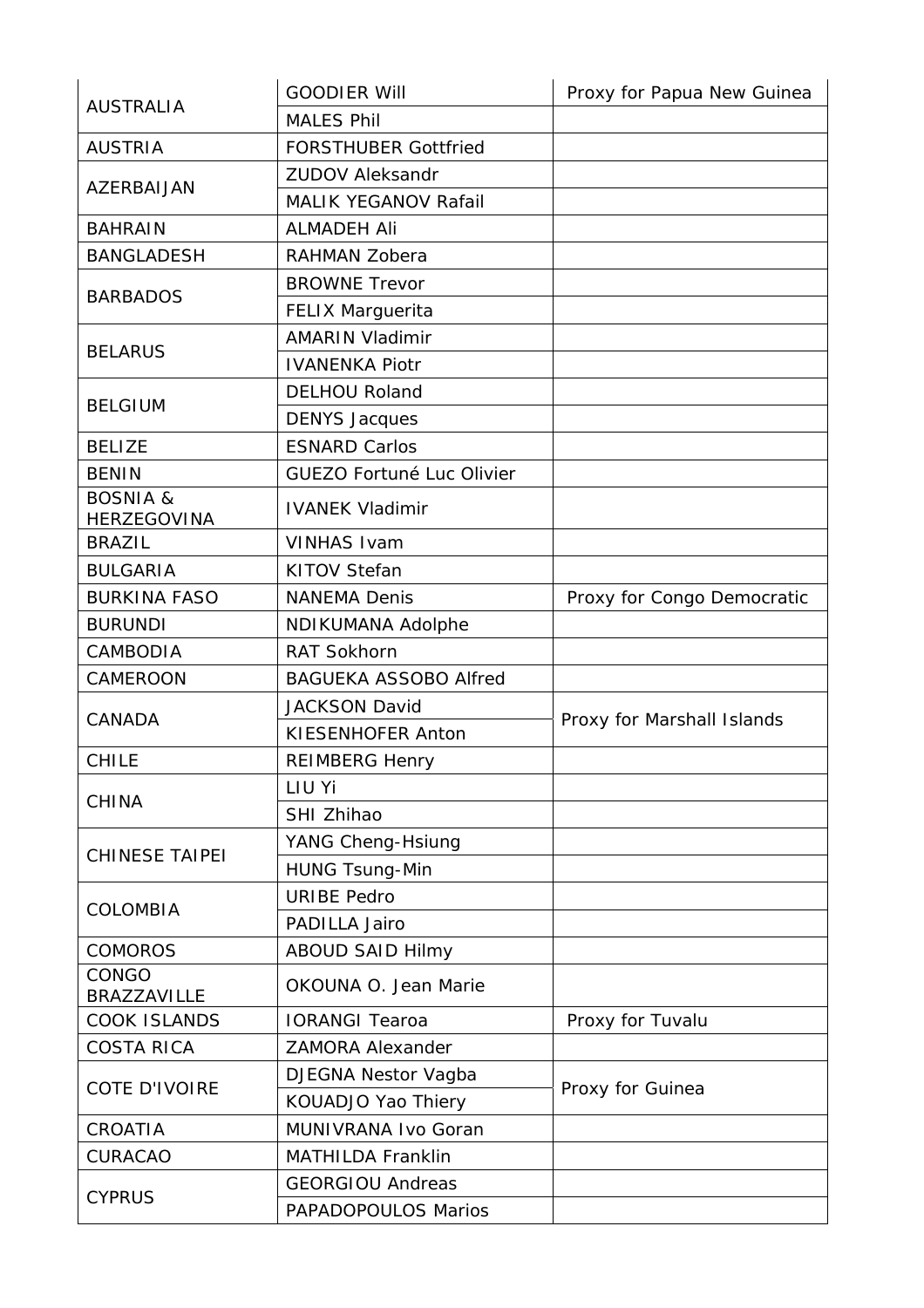| | | |
|---|---|---|
| AUSTRALIA | GOODIER Will | Proxy for Papua New Guinea |
| | MALES Phil | |
| AUSTRIA | FORSTHUBER Gottfried | |
| AZERBAIJAN | ZUDOV Aleksandr | |
| | MALIK YEGANOV Rafail | |
| BAHRAIN | ALMADEH Ali | |
| BANGLADESH | RAHMAN Zobera | |
| BARBADOS | BROWNE Trevor | |
| | FELIX Marguerita | |
| BELARUS | AMARIN Vladimir | |
| | IVANENKA Piotr | |
| BELGIUM | DELHOU Roland | |
| | DENYS Jacques | |
| BELIZE | ESNARD Carlos | |
| BENIN | GUEZO Fortuné Luc Olivier | |
| BOSNIA & HERZEGOVINA | IVANEK Vladimir | |
| BRAZIL | VINHAS Ivam | |
| BULGARIA | KITOV Stefan | |
| BURKINA FASO | NANEMA Denis | Proxy for Congo Democratic |
| BURUNDI | NDIKUMANA Adolphe | |
| CAMBODIA | RAT Sokhorn | |
| CAMEROON | BAGUEKA ASSOBO Alfred | |
| CANADA | JACKSON David | Proxy for Marshall Islands |
| | KIESENHOFER Anton | |
| CHILE | REIMBERG Henry | |
| CHINA | LIU Yi | |
| | SHI Zhihao | |
| CHINESE TAIPEI | YANG Cheng-Hsiung | |
| | HUNG Tsung-Min | |
| COLOMBIA | URIBE Pedro | |
| | PADILLA Jairo | |
| COMOROS | ABOUD SAID Hilmy | |
| CONGO BRAZZAVILLE | OKOUNA O. Jean Marie | |
| COOK ISLANDS | IORANGI Tearoa | Proxy for Tuvalu |
| COSTA RICA | ZAMORA Alexander | |
| COTE D'IVOIRE | DJEGNA Nestor Vagba | Proxy for Guinea |
| | KOUADJO Yao Thiery | |
| CROATIA | MUNIVRANA Ivo Goran | |
| CURACAO | MATHILDA Franklin | |
| CYPRUS | GEORGIOU Andreas | |
| | PAPADOPOULOS Marios | |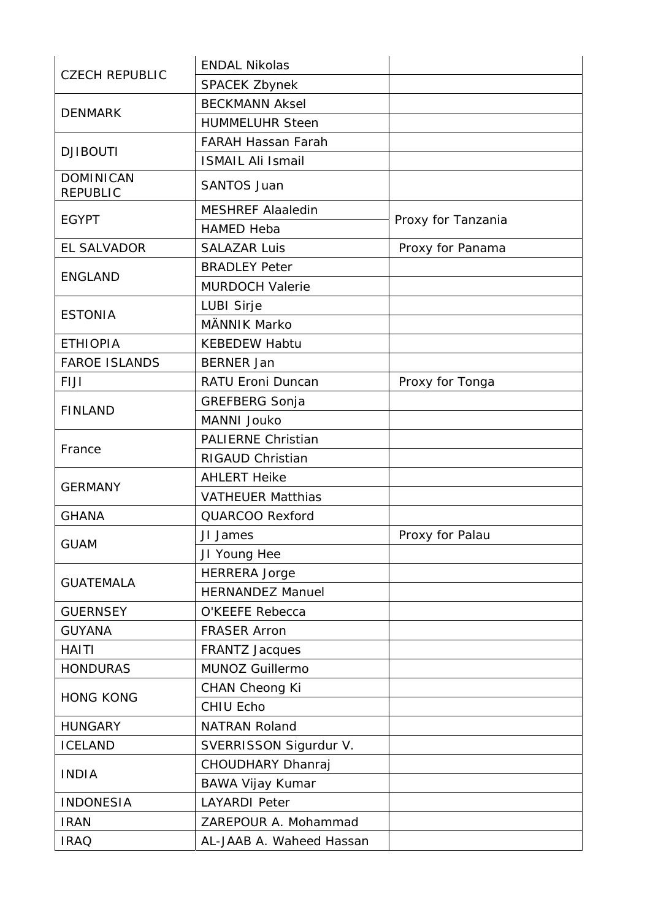| | | |
|---|---|---|
| CZECH REPUBLIC | ENDAL Nikolas | |
| | SPACEK Zbynek | |
| DENMARK | BECKMANN Aksel | |
| | HUMMELUHR Steen | |
| DJIBOUTI | FARAH Hassan Farah | |
| | ISMAIL Ali Ismail | |
| DOMINICAN REPUBLIC | SANTOS Juan | |
| EGYPT | MESHREF Alaaledin | Proxy for Tanzania |
| | HAMED Heba | |
| EL SALVADOR | SALAZAR Luis | Proxy for Panama |
| ENGLAND | BRADLEY Peter | |
| | MURDOCH Valerie | |
| ESTONIA | LUBI Sirje | |
| | MÄNNIK Marko | |
| ETHIOPIA | KEBEDEW Habtu | |
| FAROE ISLANDS | BERNER Jan | |
| FIJI | RATU Eroni Duncan | Proxy for Tonga |
| FINLAND | GREFBERG Sonja | |
| | MANNI Jouko | |
| France | PALIERNE Christian | |
| | RIGAUD Christian | |
| GERMANY | AHLERT Heike | |
| | VATHEUER Matthias | |
| GHANA | QUARCOO Rexford | |
| GUAM | JI James | Proxy for Palau |
| | JI Young Hee | |
| GUATEMALA | HERRERA Jorge | |
| | HERNANDEZ Manuel | |
| GUERNSEY | O'KEEFE Rebecca | |
| GUYANA | FRASER Arron | |
| HAITI | FRANTZ Jacques | |
| HONDURAS | MUNOZ Guillermo | |
| HONG KONG | CHAN Cheong Ki | |
| | CHIU Echo | |
| HUNGARY | NATRAN Roland | |
| ICELAND | SVERRISSON Sigurdur V. | |
| INDIA | CHOUDHARY Dhanraj | |
| | BAWA Vijay Kumar | |
| INDONESIA | LAYARDI Peter | |
| IRAN | ZAREPOUR A. Mohammad | |
| IRAQ | AL-JAAB A. Waheed Hassan | |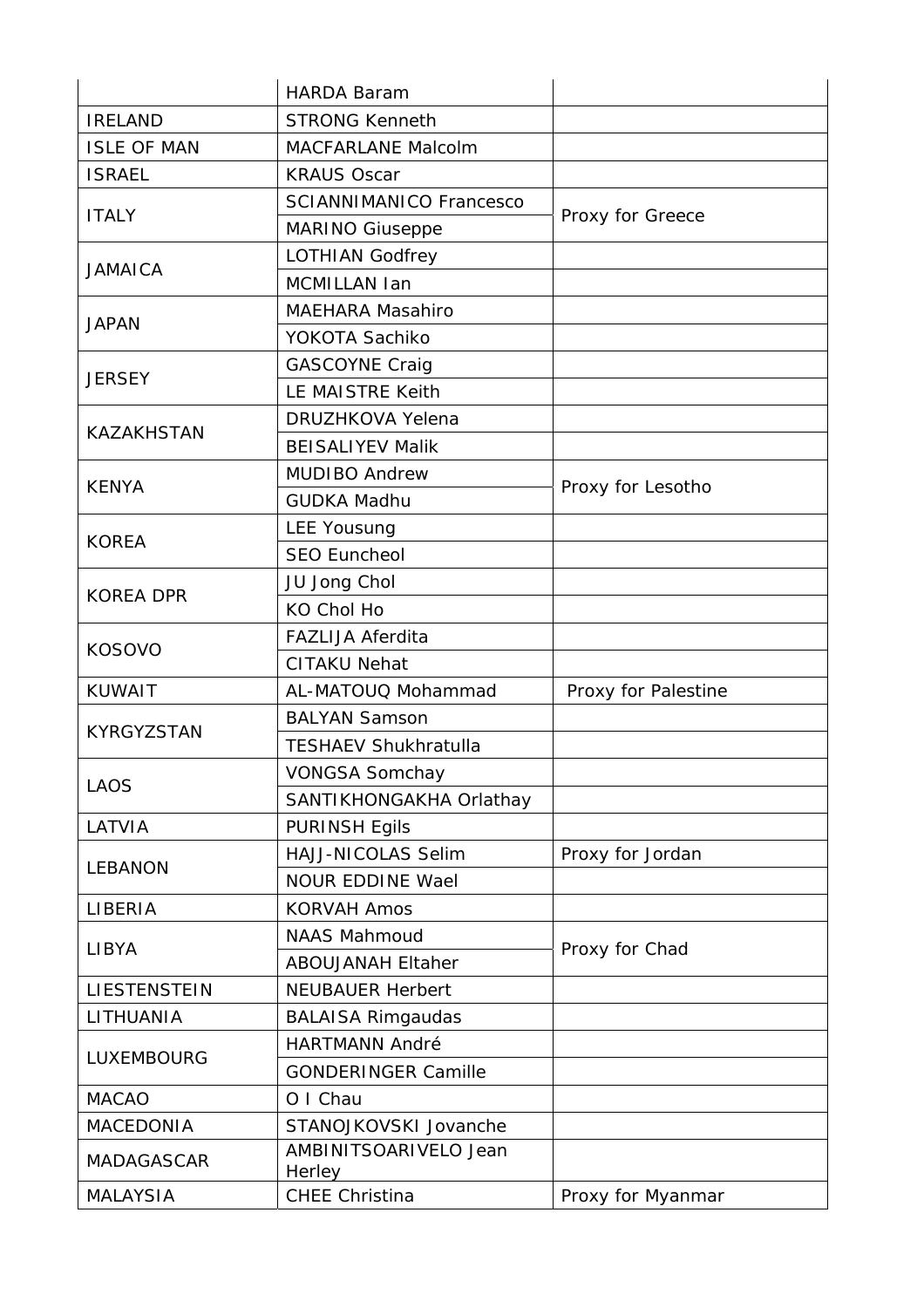| | | |
|---|---|---|
| | HARDA Baram | |
| IRELAND | STRONG Kenneth | |
| ISLE OF MAN | MACFARLANE Malcolm | |
| ISRAEL | KRAUS Oscar | |
| ITALY | SCIANNIMANICO Francesco | Proxy for Greece |
| | MARINO Giuseppe | |
| JAMAICA | LOTHIAN Godfrey | |
| | MCMILLAN Ian | |
| JAPAN | MAEHARA Masahiro | |
| | YOKOTA Sachiko | |
| JERSEY | GASCOYNE Craig | |
| | LE MAISTRE Keith | |
| KAZAKHSTAN | DRUZHKOVA Yelena | |
| | BEISALIYEV Malik | |
| KENYA | MUDIBO Andrew | Proxy for Lesotho |
| | GUDKA Madhu | |
| KOREA | LEE Yousung | |
| | SEO Euncheol | |
| KOREA DPR | JU Jong Chol | |
| | KO Chol Ho | |
| KOSOVO | FAZLIJA Aferdita | |
| | CITAKU Nehat | |
| KUWAIT | AL-MATOUQ Mohammad | Proxy for Palestine |
| KYRGYZSTAN | BALYAN Samson | |
| | TESHAEV Shukhratulla | |
| LAOS | VONGSA Somchay | |
| | SANTIKHONGAKHA Orlathay | |
| LATVIA | PURINSH Egils | |
| LEBANON | HAJJ-NICOLAS Selim | Proxy for Jordan |
| | NOUR EDDINE Wael | |
| LIBERIA | KORVAH Amos | |
| LIBYA | NAAS Mahmoud | Proxy for Chad |
| | ABOUJANAH Eltaher | |
| LIESTENSTEIN | NEUBAUER Herbert | |
| LITHUANIA | BALAISA Rimgaudas | |
| LUXEMBOURG | HARTMANN André | |
| | GONDERINGER Camille | |
| MACAO | O I Chau | |
| MACEDONIA | STANOJKOVSKI Jovanche | |
| MADAGASCAR | AMBINITSOARIVELO Jean Herley | |
| MALAYSIA | CHEE Christina | Proxy for Myanmar |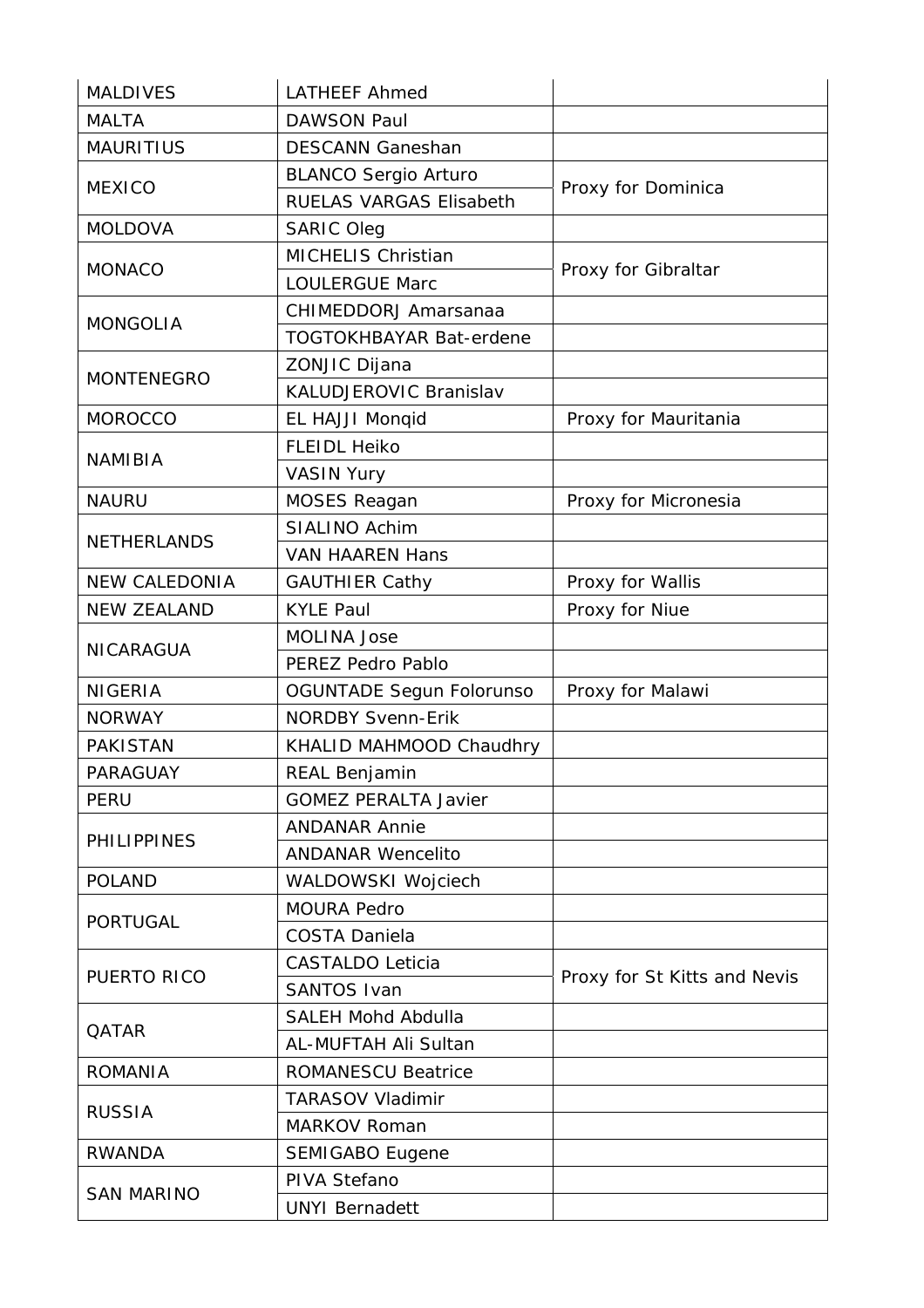| MALDIVES | LATHEEF Ahmed | |
|---|---|---|
| MALTA | DAWSON Paul | |
| MAURITIUS | DESCANN Ganeshan | |
| MEXICO | BLANCO Sergio Arturo | Proxy for Dominica |
| | RUELAS VARGAS Elisabeth | |
| MOLDOVA | SARIC Oleg | |
| MONACO | MICHELIS Christian | Proxy for Gibraltar |
| | LOULERGUE Marc | |
| MONGOLIA | CHIMEDDORJ Amarsanaa | |
| | TOGTOKHBAYAR Bat-erdene | |
| MONTENEGRO | ZONJIC Dijana | |
| | KALUDJEROVIC Branislav | |
| MOROCCO | EL HAJJI Monqid | Proxy for Mauritania |
| NAMIBIA | FLEIDL Heiko | |
| | VASIN Yury | |
| NAURU | MOSES Reagan | Proxy for Micronesia |
| NETHERLANDS | SIALINO Achim | |
| | VAN HAAREN Hans | |
| NEW CALEDONIA | GAUTHIER Cathy | Proxy for Wallis |
| NEW ZEALAND | KYLE Paul | Proxy for Niue |
| NICARAGUA | MOLINA Jose | |
| | PEREZ Pedro Pablo | |
| NIGERIA | OGUNTADE Segun Folorunso | Proxy for Malawi |
| NORWAY | NORDBY Svenn-Erik | |
| PAKISTAN | KHALID MAHMOOD Chaudhry | |
| PARAGUAY | REAL Benjamin | |
| PERU | GOMEZ PERALTA Javier | |
| PHILIPPINES | ANDANAR Annie | |
| | ANDANAR Wencelito | |
| POLAND | WALDOWSKI Wojciech | |
| PORTUGAL | MOURA Pedro | |
| | COSTA Daniela | |
| PUERTO RICO | CASTALDO Leticia | Proxy for St Kitts and Nevis |
| | SANTOS Ivan | |
| QATAR | SALEH Mohd Abdulla | |
| | AL-MUFTAH Ali Sultan | |
| ROMANIA | ROMANESCU Beatrice | |
| RUSSIA | TARASOV Vladimir | |
| | MARKOV Roman | |
| RWANDA | SEMIGABO Eugene | |
| SAN MARINO | PIVA Stefano | |
| | UNYI Bernadett | |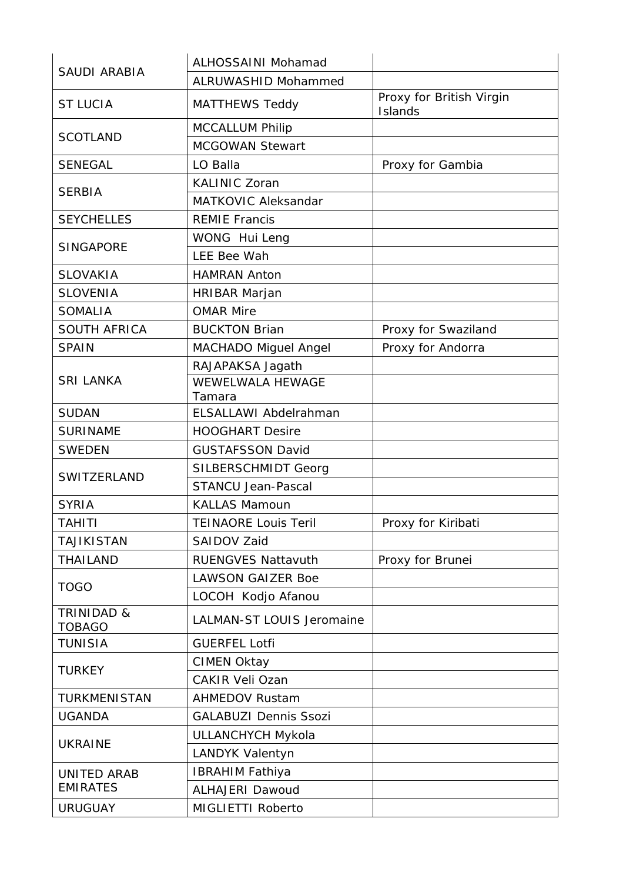| | | |
|---|---|---|
| SAUDI ARABIA | ALHOSSAINI Mohamad | |
| | ALRUWASHID Mohammed | |
| ST LUCIA | MATTHEWS Teddy | Proxy for British Virgin Islands |
| SCOTLAND | MCCALLUM Philip | |
| | MCGOWAN Stewart | |
| SENEGAL | LO Balla | Proxy for Gambia |
| SERBIA | KALINIC Zoran | |
| | MATKOVIC Aleksandar | |
| SEYCHELLES | REMIE Francis | |
| SINGAPORE | WONG Hui Leng | |
| | LEE Bee Wah | |
| SLOVAKIA | HAMRAN Anton | |
| SLOVENIA | HRIBAR Marjan | |
| SOMALIA | OMAR Mire | |
| SOUTH AFRICA | BUCKTON Brian | Proxy for Swaziland |
| SPAIN | MACHADO Miguel Angel | Proxy for Andorra |
| SRI LANKA | RAJAPAKSA Jagath | |
| | WEWELWALA HEWAGE Tamara | |
| SUDAN | ELSALLAWI Abdelrahman | |
| SURINAME | HOOGHART Desire | |
| SWEDEN | GUSTAFSSON David | |
| SWITZERLAND | SILBERSCHMIDT Georg | |
| | STANCU Jean-Pascal | |
| SYRIA | KALLAS Mamoun | |
| TAHITI | TEINAORE Louis Teril | Proxy for Kiribati |
| TAJIKISTAN | SAIDOV Zaid | |
| THAILAND | RUENGVES Nattavuth | Proxy for Brunei |
| TOGO | LAWSON GAIZER Boe | |
| | LOCOH Kodjo Afanou | |
| TRINIDAD & TOBAGO | LALMAN-ST LOUIS Jeromaine | |
| TUNISIA | GUERFEL Lotfi | |
| TURKEY | CIMEN Oktay | |
| | CAKIR Veli Ozan | |
| TURKMENISTAN | AHMEDOV Rustam | |
| UGANDA | GALABUZI Dennis Ssozi | |
| UKRAINE | ULLANCHYCH Mykola | |
| | LANDYK Valentyn | |
| UNITED ARAB EMIRATES | IBRAHIM Fathiya | |
| | ALHAJERI Dawoud | |
| URUGUAY | MIGLIETTI Roberto | |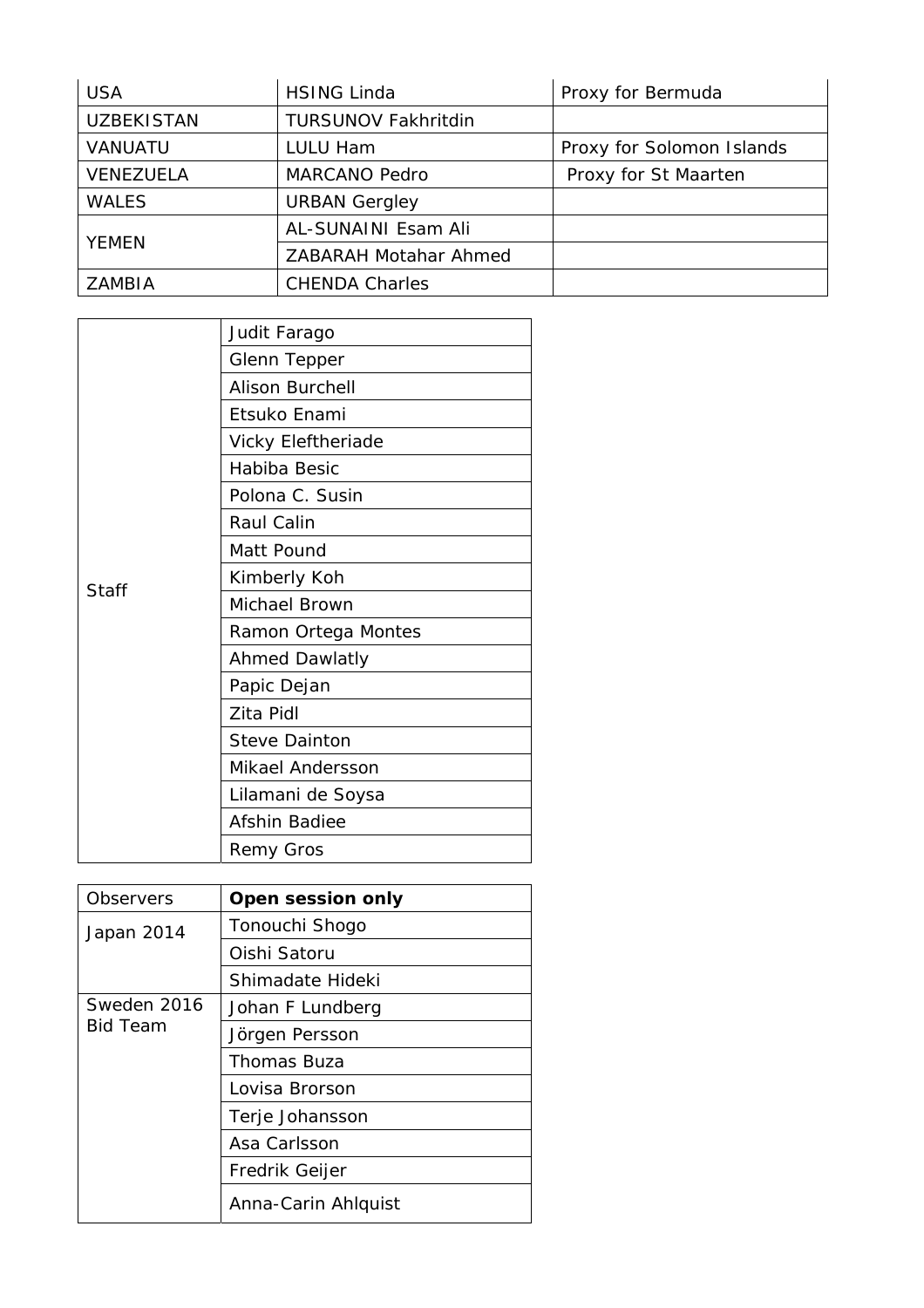| | | |
|---|---|---|
| USA | HSING Linda | Proxy for Bermuda |
| UZBEKISTAN | TURSUNOV Fakhritdin | |
| VANUATU | LULU Ham | Proxy for Solomon Islands |
| VENEZUELA | MARCANO Pedro | Proxy for St Maarten |
| WALES | URBAN Gergley | |
| YEMEN | AL-SUNAINI Esam Ali | |
| | ZABARAH Motahar Ahmed | |
| ZAMBIA | CHENDA Charles | |

| | |
|---|---|
| Staff | Judit Farago |
| | Glenn Tepper |
| | Alison Burchell |
| | Etsuko Enami |
| | Vicky Eleftheriade |
| | Habiba Besic |
| | Polona C. Susin |
| | Raul Calin |
| | Matt Pound |
| | Kimberly Koh |
| | Michael Brown |
| | Ramon Ortega Montes |
| | Ahmed Dawlatly |
| | Papic Dejan |
| | Zita Pidl |
| | Steve Dainton |
| | Mikael Andersson |
| | Lilamani de Soysa |
| | Afshin Badiee |
| | Remy Gros |

| Observers | **Open session only** |
|---|---|
| Japan 2014 | Tonouchi Shogo |
| | Oishi Satoru |
| | Shimadate Hideki |
| Sweden 2016 Bid Team | Johan F Lundberg |
| | Jörgen Persson |
| | Thomas Buza |
| | Lovisa Brorson |
| | Terje Johansson |
| | Asa Carlsson |
| | Fredrik Geijer |
| | Anna-Carin Ahlquist |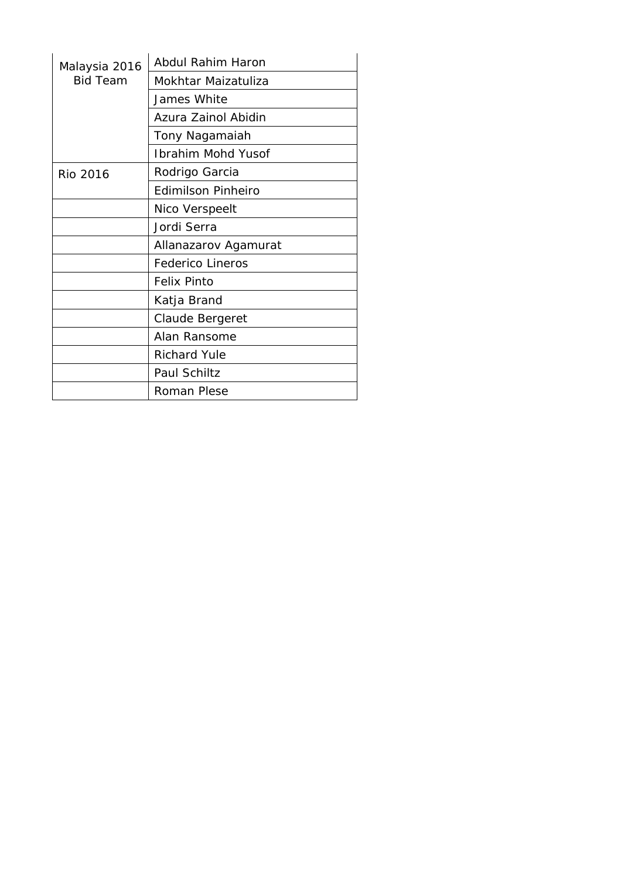| | |
|---|---|
| Malaysia 2016 Bid Team | Abdul Rahim Haron |
| | Mokhtar Maizatuliza |
| | James White |
| | Azura Zainol Abidin |
| | Tony Nagamaiah |
| | Ibrahim Mohd Yusof |
| Rio 2016 | Rodrigo Garcia |
| | Edimilson Pinheiro |
| | Nico Verspeelt |
| | Jordi Serra |
| | Allanazarov Agamurat |
| | Federico Lineros |
| | Felix Pinto |
| | Katja Brand |
| | Claude Bergeret |
| | Alan Ransome |
| | Richard Yule |
| | Paul Schiltz |
| | Roman Plese |